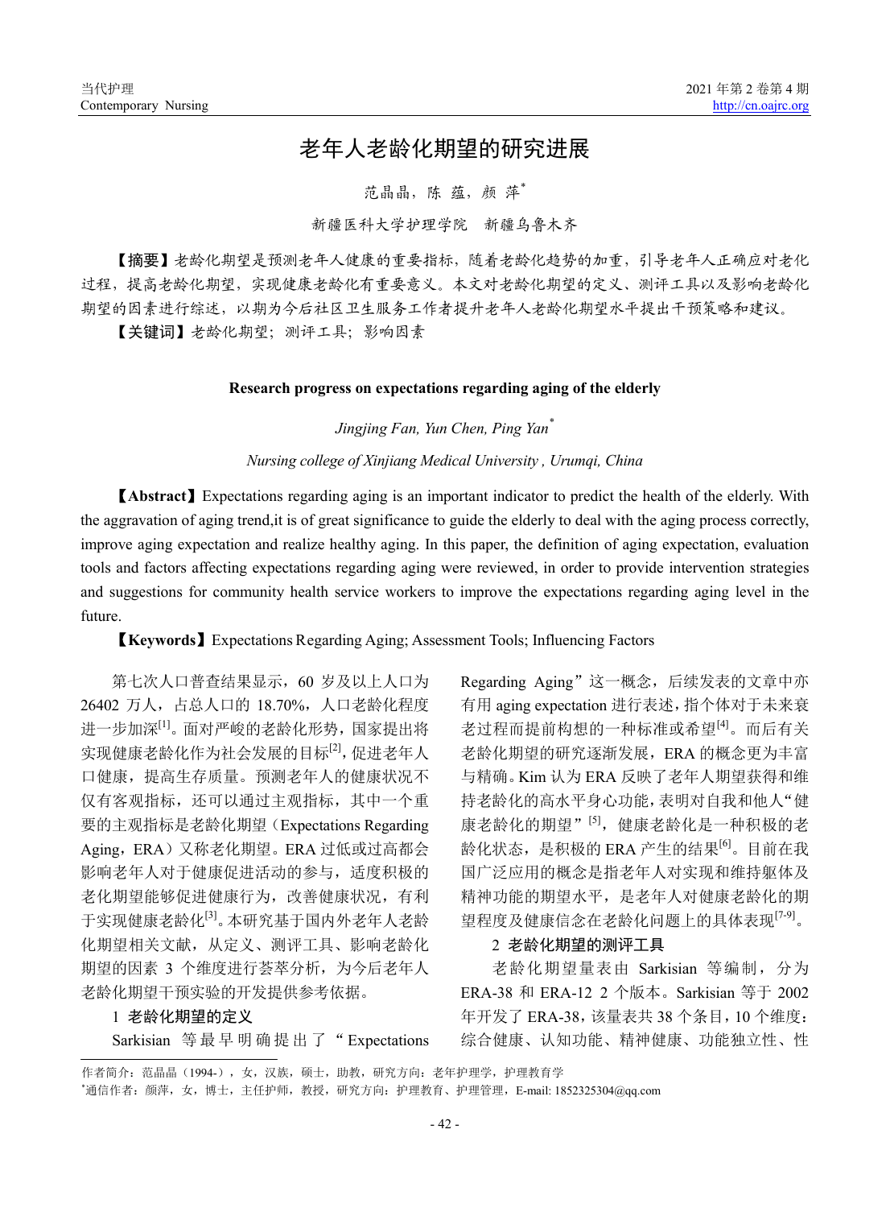# 老年人老龄化期望的研究进展

范晶晶，陈 蕴，颜 萍*

新疆医科大学护理学院 新疆乌鲁木齐

【摘要】老龄化期望是预测老年人健康的重要指标，随着老龄化趋势的加重，引导老年人正确应对老化过程，提高老龄化期望，实现健康老龄化有重要意义。本文对老龄化期望的定义、测评工具以及影响老龄化期望的因素进行综述，以期为今后社区卫生服务工作者提升老年人老龄化期望水平提出干预策略和建议。

【关键词】老龄化期望；测评工具；影响因素

## Research progress on expectations regarding aging of the elderly

*Jingjing Fan, Yun Chen, Ping Yan**

*Nursing college of Xinjiang Medical University , Urumqi, China*

**【Abstract】**Expectations regarding aging is an important indicator to predict the health of the elderly. With the aggravation of aging trend,it is of great significance to guide the elderly to deal with the aging process correctly, improve aging expectation and realize healthy aging. In this paper, the definition of aging expectation, evaluation tools and factors affecting expectations regarding aging were reviewed, in order to provide intervention strategies and suggestions for community health service workers to improve the expectations regarding aging level in the future.

**【Keywords】**Expectations Regarding Aging; Assessment Tools; Influencing Factors

第七次人口普查结果显示，60 岁及以上人口为 26402 万人，占总人口的 18.70%，人口老龄化程度进一步加深[1]。面对严峻的老龄化形势，国家提出将实现健康老龄化作为社会发展的目标[2]，促进老年人口健康，提高生存质量。预测老年人的健康状况不仅有客观指标，还可以通过主观指标，其中一个重要的主观指标是老龄化期望（Expectations Regarding Aging，ERA）又称老化期望。ERA 过低或过高都会影响老年人对于健康促进活动的参与，适度积极的老化期望能够促进健康行为，改善健康状况，有利于实现健康老龄化[3]。本研究基于国内外老年人老龄化期望相关文献，从定义、测评工具、影响老龄化期望的因素 3 个维度进行荟萃分析，为今后老年人老龄化期望干预实验的开发提供参考依据。

### 1 老龄化期望的定义

Sarkisian 等最早明确提出了"Expectations Regarding Aging"这一概念，后续发表的文章中亦有用 aging expectation 进行表述，指个体对于未来衰老过程而提前构想的一种标准或希望[4]。而后有关老龄化期望的研究逐渐发展，ERA 的概念更为丰富与精确。Kim 认为 ERA 反映了老年人期望获得和维持老龄化的高水平身心功能，表明对自我和他人"健康老龄化的期望"[5]，健康老龄化是一种积极的老龄化状态，是积极的 ERA 产生的结果[6]。目前在我国广泛应用的概念是指老年人对实现和维持躯体及精神功能的期望水平，是老年人对健康老龄化的期望程度及健康信念在老龄化问题上的具体表现[7-9]。

### 2 老龄化期望的测评工具

老龄化期望量表由 Sarkisian 等编制，分为 ERA-38 和 ERA-12 2 个版本。Sarkisian 等于 2002 年开发了 ERA-38，该量表共 38 个条目，10 个维度：综合健康、认知功能、精神健康、功能独立性、性

---

作者简介：范晶晶（1994-），女，汉族，硕士，助教，研究方向：老年护理学，护理教育学

*通信作者：颜萍，女，博士，主任护师，教授，研究方向：护理教育、护理管理，E-mail: 1852325304@qq.com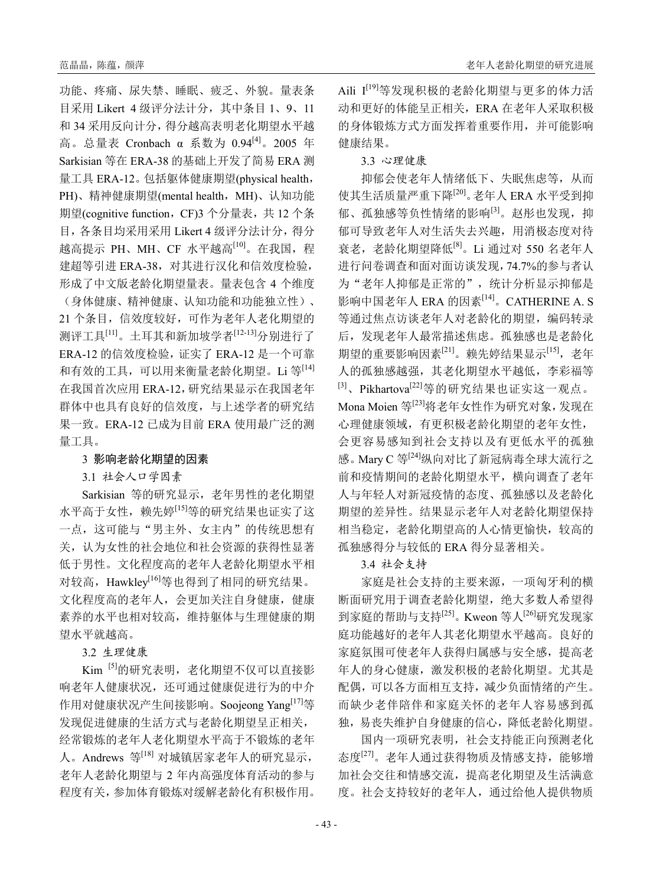功能、疼痛、尿失禁、睡眠、疲乏、外貌。量表条目采用 Likert 4 级评分法计分，其中条目 1、9、11 和 34 采用反向计分，得分越高表明老化期望水平越高。总量表 Cronbach α 系数为 0.94[4]。2005 年 Sarkisian 等在 ERA-38 的基础上开发了简易 ERA 测量工具 ERA-12。包括躯体健康期望(physical health，PH)、精神健康期望(mental health，MH)、认知功能期望(cognitive function，CF)3 个分量表，共 12 个条目，各条目均采用采用 Likert 4 级评分法计分，得分越高提示 PH、MH、CF 水平越高[10]。在我国，程建超等引进 ERA-38，对其进行汉化和信效度检验，形成了中文版老龄化期望量表。量表包含 4 个维度（身体健康、精神健康、认知功能和功能独立性）、21 个条目，信效度较好，可作为老年人老化期望的测评工具[11]。土耳其和新加坡学者[12-13]分别进行了 ERA-12 的信效度检验，证实了 ERA-12 是一个可靠和有效的工具，可以用来衡量老龄化期望。Li 等[14]在我国首次应用 ERA-12，研究结果显示在我国老年群体中也具有良好的信效度，与上述学者的研究结果一致。ERA-12 已成为目前 ERA 使用最广泛的测量工具。

## 3 影响老龄化期望的因素

### 3.1 社会人口学因素

Sarkisian 等的研究显示，老年男性的老化期望水平高于女性，赖先婷[15]等的研究结果也证实了这一点，这可能与“男主外、女主内”的传统思想有关，认为女性的社会地位和社会资源的获得性显著低于男性。文化程度高的老年人老龄化期望水平相对较高，Hawkley[16]等也得到了相同的研究结果。文化程度高的老年人，会更加关注自身健康，健康素养的水平也相对较高，维持躯体与生理健康的期望水平就越高。

### 3.2 生理健康

Kim [5]的研究表明，老化期望不仅可以直接影响老年人健康状况，还可通过健康促进行为的中介作用对健康状况产生间接影响。Soojeong Yang[17]等发现促进健康的生活方式与老龄化期望呈正相关，经常锻炼的老年人老化期望水平高于不锻炼的老年人。Andrews 等[18] 对城镇居家老年人的研究显示，老年人老龄化期望与 2 年内高强度体育活动的参与程度有关，参加体育锻炼对缓解老龄化有积极作用。Aili I[19]等发现积极的老龄化期望与更多的体力活动和更好的体能呈正相关，ERA 在老年人采取积极的身体锻炼方式方面发挥着重要作用，并可能影响健康结果。

### 3.3 心理健康

抑郁会使老年人情绪低下、失眠焦虑等，从而使其生活质量严重下降[20]。老年人 ERA 水平受到抑郁、孤独感等负性情绪的影响[3]。赵彤也发现，抑郁可导致老年人对生活失去兴趣，用消极态度对待衰老，老龄化期望降低[8]。Li 通过对 550 名老年人进行问卷调查和面对面访谈发现，74.7%的参与者认为“老年人抑郁是正常的”，统计分析显示抑郁是影响中国老年人 ERA 的因素[14]。CATHERINE A. S 等通过焦点访谈老年人对老龄化的期望，编码转录后，发现老年人最常描述焦虑。孤独感也是老龄化期望的重要影响因素[21]。赖先婷结果显示[15]，老年人的孤独感越强，其老化期望水平越低，李彩福等[3]、Pikhartova[22]等的研究结果也证实这一观点。Mona Moien 等[23]将老年女性作为研究对象，发现在心理健康领域，有更积极老龄化期望的老年女性，会更容易感知到社会支持以及有更低水平的孤独感。Mary C 等[24]纵向对比了新冠病毒全球大流行之前和疫情期间的老龄化期望水平，横向调查了老年人与年轻人对新冠疫情的态度、孤独感以及老龄化期望的差异性。结果显示老年人对老龄化期望保持相当稳定，老龄化期望高的人心情更愉快，较高的孤独感得分与较低的 ERA 得分显著相关。

### 3.4 社会支持

家庭是社会支持的主要来源，一项匈牙利的横断面研究用于调查老龄化期望，绝大多数人希望得到家庭的帮助与支持[25]。Kweon 等人[26]研究发现家庭功能越好的老年人其老化期望水平越高。良好的家庭氛围可使老年人获得归属感与安全感，提高老年人的身心健康，激发积极的老龄化期望。尤其是配偶，可以各方面相互支持，减少负面情绪的产生。而缺少老伴陪伴和家庭关怀的老年人容易感到孤独，易丧失维护自身健康的信心，降低老龄化期望。

国内一项研究表明，社会支持能正向预测老化态度[27]。老年人通过获得物质及情感支持，能够增加社会交往和情感交流，提高老化期望及生活满意度。社会支持较好的老年人，通过给他人提供物质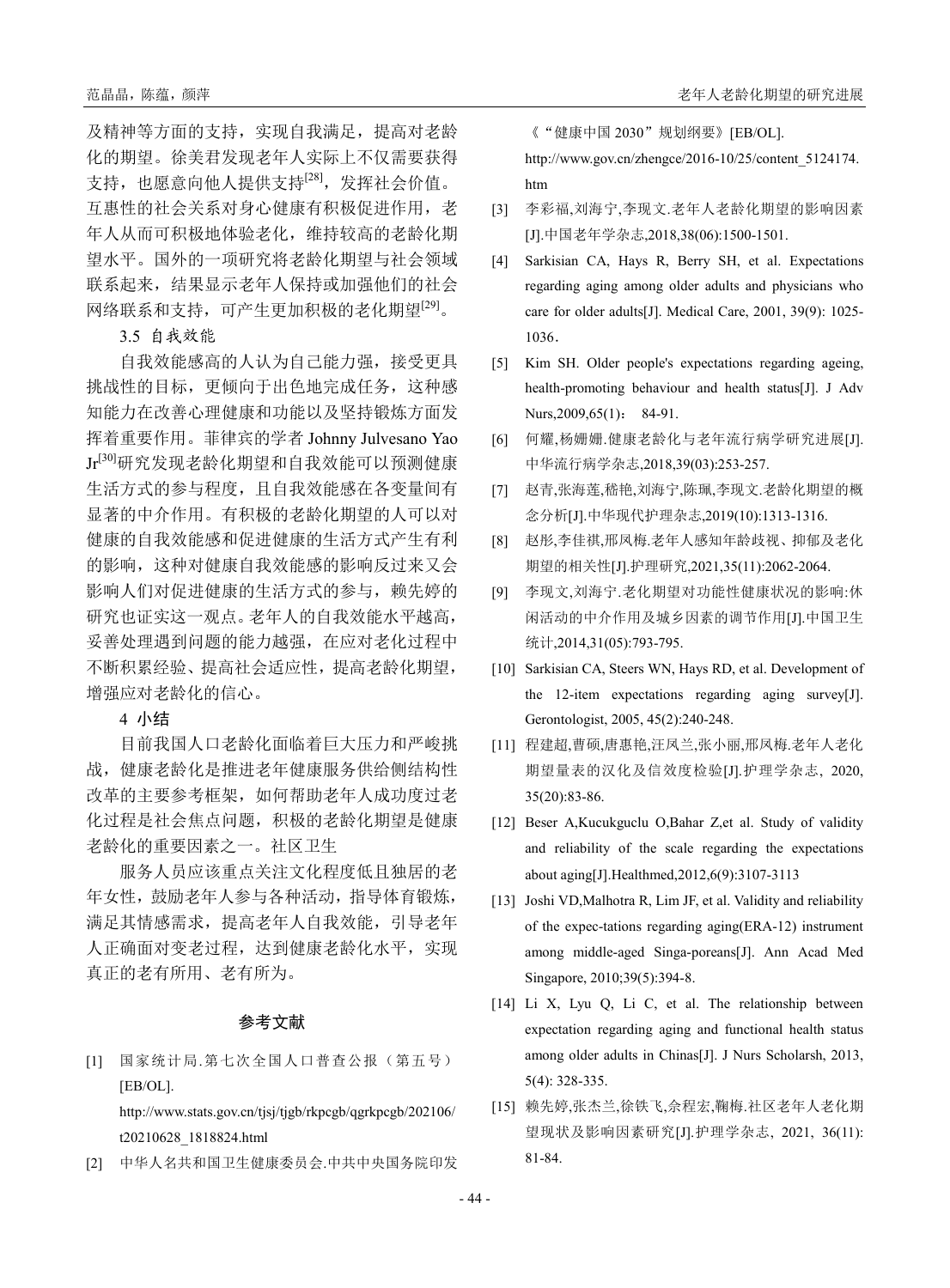及精神等方面的支持，实现自我满足，提高对老龄化的期望。徐美君发现老年人实际上不仅需要获得支持，也愿意向他人提供支持[28]，发挥社会价值。互惠性的社会关系对身心健康有积极促进作用，老年人从而可积极地体验老化，维持较高的老龄化期望水平。国外的一项研究将老龄化期望与社会领域联系起来，结果显示老年人保持或加强他们的社会网络联系和支持，可产生更加积极的老化期望[29]。

### 3.5 自我效能

自我效能感高的人认为自己能力强，接受更具挑战性的目标，更倾向于出色地完成任务，这种感知能力在改善心理健康和功能以及坚持锻炼方面发挥着重要作用。菲律宾的学者 Johnny Julvesano Yao Jr[30]研究发现老龄化期望和自我效能可以预测健康生活方式的参与程度，且自我效能感在各变量间有显著的中介作用。有积极的老龄化期望的人可以对健康的自我效能感和促进健康的生活方式产生有利的影响，这种对健康自我效能感的影响反过来又会影响人们对促进健康的生活方式的参与，赖先婷的研究也证实这一观点。老年人的自我效能水平越高，妥善处理遇到问题的能力越强，在应对老化过程中不断积累经验、提高社会适应性，提高老龄化期望，增强应对老龄化的信心。

## 4 小结

目前我国人口老龄化面临着巨大压力和严峻挑战，健康老龄化是推进老年健康服务供给侧结构性改革的主要参考框架，如何帮助老年人成功度过老化过程是社会焦点问题，积极的老龄化期望是健康老龄化的重要因素之一。社区卫生

服务人员应该重点关注文化程度低且独居的老年女性，鼓励老年人参与各种活动，指导体育锻炼，满足其情感需求，提高老年人自我效能，引导老年人正确面对变老过程，达到健康老龄化水平，实现真正的老有所用、老有所为。

## 参考文献

[1] 国家统计局.第七次全国人口普查公报（第五号）[EB/OL]. http://www.stats.gov.cn/tjsj/tjgb/rkpcgb/qgrkpcgb/202106/t20210628_1818824.html

[2] 中华人名共和国卫生健康委员会.中共中央国务院印发《“健康中国 2030”规划纲要》[EB/OL]. http://www.gov.cn/zhengce/2016-10/25/content_5124174.htm

[3] 李彩福,刘海宁,李现文.老年人老龄化期望的影响因素[J].中国老年学杂志,2018,38(06):1500-1501.

[4] Sarkisian CA, Hays R, Berry SH, et al. Expectations regarding aging among older adults and physicians who care for older adults[J]. Medical Care, 2001, 39(9): 1025-1036.

[5] Kim SH. Older people's expectations regarding ageing, health-promoting behaviour and health status[J]. J Adv Nurs,2009,65(1)： 84-91.

[6] 何耀,杨姗姗.健康老龄化与老年流行病学研究进展[J].中华流行病学杂志,2018,39(03):253-257.

[7] 赵青,张海莲,嵇艳,刘海宁,陈珮,李现文.老龄化期望的概念分析[J].中华现代护理杂志,2019(10):1313-1316.

[8] 赵彤,李佳祺,邢凤梅.老年人感知年龄歧视、抑郁及老化期望的相关性[J].护理研究,2021,35(11):2062-2064.

[9] 李现文,刘海宁.老化期望对功能性健康状况的影响:休闲活动的中介作用及城乡因素的调节作用[J].中国卫生统计,2014,31(05):793-795.

[10] Sarkisian CA, Steers WN, Hays RD, et al. Development of the 12-item expectations regarding aging survey[J]. Gerontologist, 2005, 45(2):240-248.

[11] 程建超,曹硕,唐惠艳,汪凤兰,张小丽,邢凤梅.老年人老化期望量表的汉化及信效度检验[J].护理学杂志，2020, 35(20):83-86.

[12] Beser A,Kucukguclu O,Bahar Z,et al. Study of validity and reliability of the scale regarding the expectations about aging[J].Healthmed,2012,6(9):3107-3113

[13] Joshi VD,Malhotra R, Lim JF, et al. Validity and reliability of the expec-tations regarding aging(ERA-12) instrument among middle-aged Singa-poreans[J]. Ann Acad Med Singapore, 2010;39(5):394-8.

[14] Li X, Lyu Q, Li C, et al. The relationship between expectation regarding aging and functional health status among older adults in Chinas[J]. J Nurs Scholarsh, 2013, 5(4): 328-335.

[15] 赖先婷,张杰兰,徐铁飞,佘程宏,鞠梅.社区老年人老化期望现状及影响因素研究[J].护理学杂志，2021，36(11): 81-84.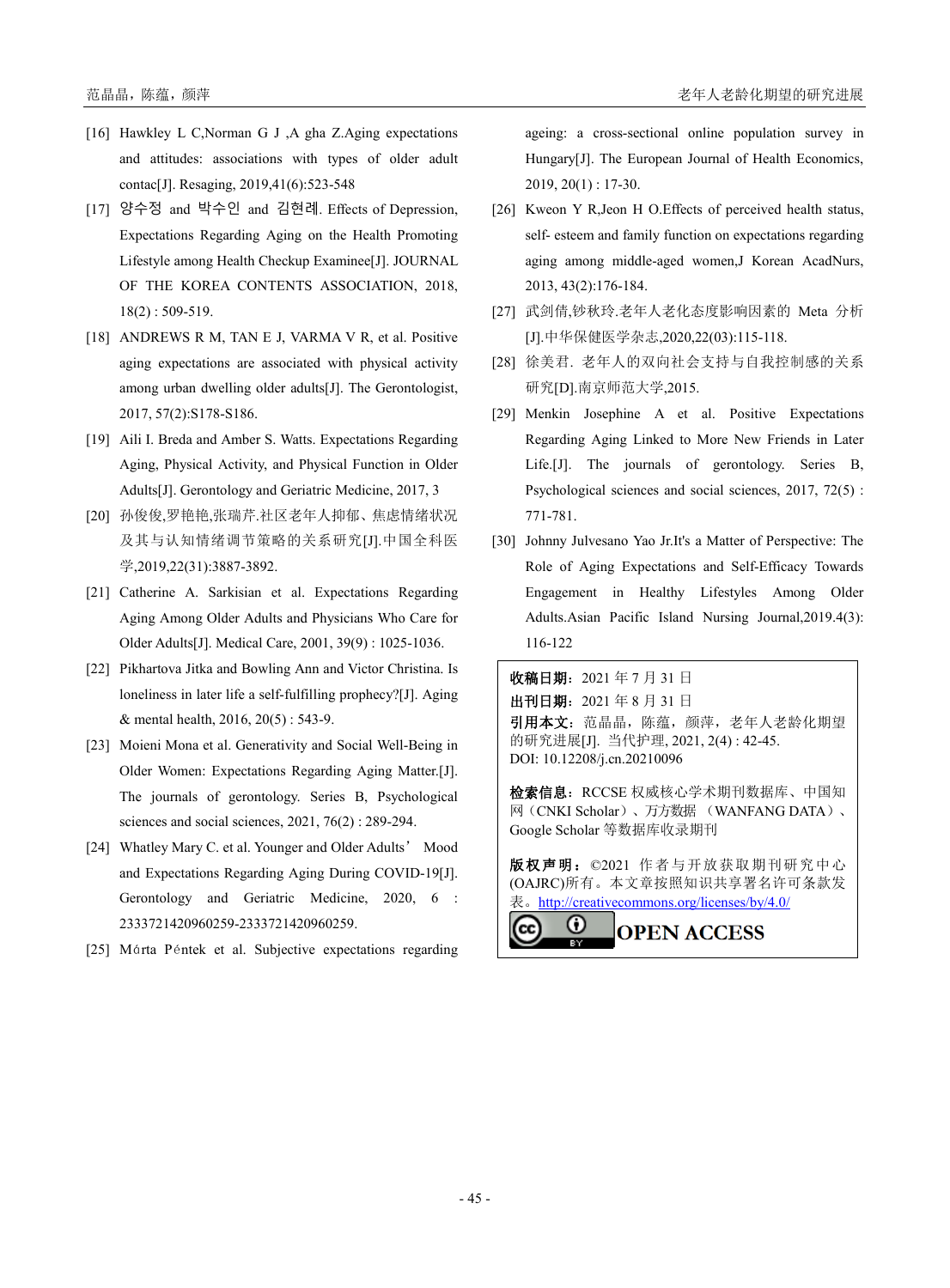[16] Hawkley L C,Norman G J ,A gha Z.Aging expectations and attitudes: associations with types of older adult contac[J]. Resaging, 2019,41(6):523-548

[17] 양수정 and 박수인 and 김현례. Effects of Depression, Expectations Regarding Aging on the Health Promoting Lifestyle among Health Checkup Examinee[J]. JOURNAL OF THE KOREA CONTENTS ASSOCIATION, 2018, 18(2) : 509-519.

[18] ANDREWS R M, TAN E J, VARMA V R, et al. Positive aging expectations are associated with physical activity among urban dwelling older adults[J]. The Gerontologist, 2017, 57(2):S178-S186.

[19] Aili I. Breda and Amber S. Watts. Expectations Regarding Aging, Physical Activity, and Physical Function in Older Adults[J]. Gerontology and Geriatric Medicine, 2017, 3

[20] 孙俊俊,罗艳艳,张瑞芹.社区老年人抑郁、焦虑情绪状况及其与认知情绪调节策略的关系研究[J].中国全科医学,2019,22(31):3887-3892.

[21] Catherine A. Sarkisian et al. Expectations Regarding Aging Among Older Adults and Physicians Who Care for Older Adults[J]. Medical Care, 2001, 39(9) : 1025-1036.

[22] Pikhartova Jitka and Bowling Ann and Victor Christina. Is loneliness in later life a self-fulfilling prophecy?[J]. Aging & mental health, 2016, 20(5) : 543-9.

[23] Moieni Mona et al. Generativity and Social Well-Being in Older Women: Expectations Regarding Aging Matter.[J]. The journals of gerontology. Series B, Psychological sciences and social sciences, 2021, 76(2) : 289-294.

[24] Whatley Mary C. et al. Younger and Older Adults' Mood and Expectations Regarding Aging During COVID-19[J]. Gerontology and Geriatric Medicine, 2020, 6 : 2333721420960259-2333721420960259.

[25] Mǿrta Péntek et al. Subjective expectations regarding ageing: a cross-sectional online population survey in Hungary[J]. The European Journal of Health Economics, 2019, 20(1) : 17-30.

[26] Kweon Y R,Jeon H O.Effects of perceived health status, self- esteem and family function on expectations regarding aging among middle-aged women,J Korean AcadNurs, 2013, 43(2):176-184.

[27] 武剑倩,钞秋玲.老年人老化态度影响因素的 Meta 分析[J].中华保健医学杂志,2020,22(03):115-118.

[28] 徐美君．老年人的双向社会支持与自我控制感的关系研究[D].南京师范大学,2015.

[29] Menkin Josephine A et al. Positive Expectations Regarding Aging Linked to More New Friends in Later Life.[J]. The journals of gerontology. Series B, Psychological sciences and social sciences, 2017, 72(5) : 771-781.

[30] Johnny Julvesano Yao Jr.It's a Matter of Perspective: The Role of Aging Expectations and Self-Efficacy Towards Engagement in Healthy Lifestyles Among Older Adults.Asian Pacific Island Nursing Journal,2019.4(3): 116-122

**收稿日期**：2021 年 7 月 31 日
**出刊日期**：2021 年 8 月 31 日
**引用本文**：范晶晶，陈蕴，颜萍，老年人老龄化期望的研究进展[J]. 当代护理, 2021, 2(4) : 42-45.
DOI: 10.12208/j.cn.20210096

**检索信息**：RCCSE 权威核心学术期刊数据库、中国知网（CNKI Scholar）、万方数据 （WANFANG DATA）、Google Scholar 等数据库收录期刊

**版权声明**：©2021 作者与开放获取期刊研究中心(OAJRC)所有。本文章按照知识共享署名许可条款发表。http://creativecommons.org/licenses/by/4.0/

OPEN ACCESS